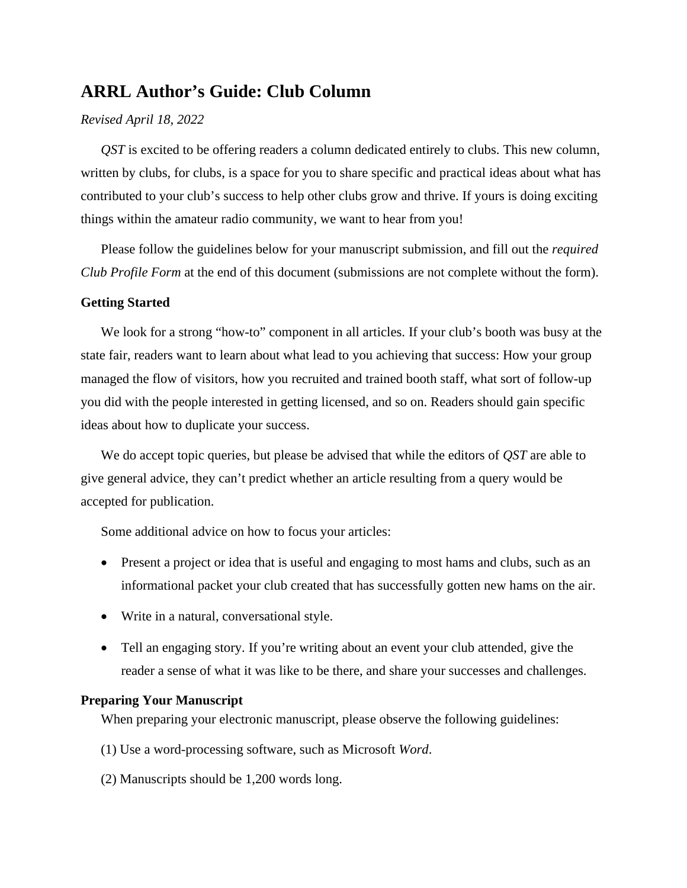# ARRL Author's Guide: Club Column

*Revised April 18, 2022*

*QST* is excited to be offering readers a column dedicated entirely to clubs. This new column, written by clubs, for clubs, is a space for you to share specific and practical ideas about what has contributed to your club's success to help other clubs grow and thrive. If yours is doing exciting things within the amateur radio community, we want to hear from you!

Please follow the guidelines below for your manuscript submission, and fill out the *required Club Profile Form* at the end of this document (submissions are not complete without the form).

**Getting Started**

We look for a strong "how-to" component in all articles. If your club's booth was busy at the state fair, readers want to learn about what lead to you achieving that success: How your group managed the flow of visitors, how you recruited and trained booth staff, what sort of follow-up you did with the people interested in getting licensed, and so on. Readers should gain specific ideas about how to duplicate your success.

We do accept topic queries, but please be advised that while the editors of *QST* are able to give general advice, they can't predict whether an article resulting from a query would be accepted for publication.

Some additional advice on how to focus your articles:

- Present a project or idea that is useful and engaging to most hams and clubs, such as an informational packet your club created that has successfully gotten new hams on the air.
- Write in a natural, conversational style.
- Tell an engaging story. If you're writing about an event your club attended, give the reader a sense of what it was like to be there, and share your successes and challenges.

**Preparing Your Manuscript**

When preparing your electronic manuscript, please observe the following guidelines:

(1) Use a word-processing software, such as Microsoft *Word*.

(2) Manuscripts should be 1,200 words long.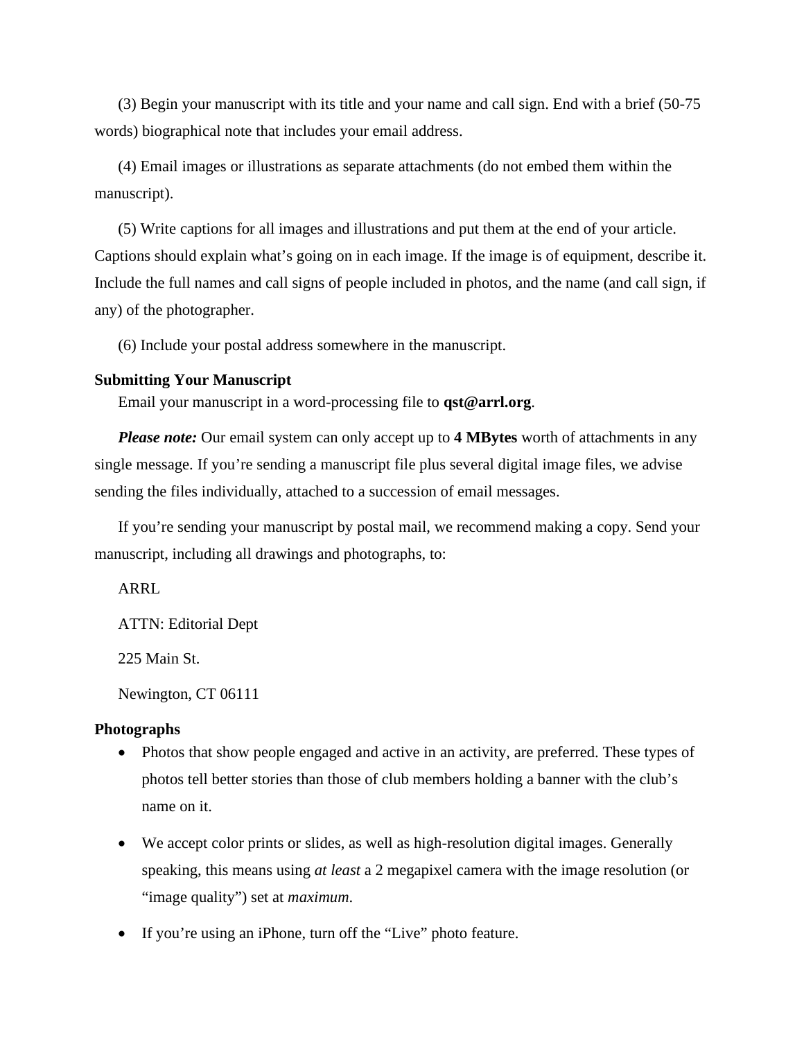(3) Begin your manuscript with its title and your name and call sign. End with a brief (50-75 words) biographical note that includes your email address.

(4) Email images or illustrations as separate attachments (do not embed them within the manuscript).

(5) Write captions for all images and illustrations and put them at the end of your article. Captions should explain what's going on in each image. If the image is of equipment, describe it. Include the full names and call signs of people included in photos, and the name (and call sign, if any) of the photographer.

(6) Include your postal address somewhere in the manuscript.

**Submitting Your Manuscript**

Email your manuscript in a word-processing file to **qst@arrl.org**.

***Please note:*** Our email system can only accept up to **4 MBytes** worth of attachments in any single message. If you're sending a manuscript file plus several digital image files, we advise sending the files individually, attached to a succession of email messages.

If you're sending your manuscript by postal mail, we recommend making a copy. Send your manuscript, including all drawings and photographs, to:

ARRL

ATTN: Editorial Dept

225 Main St.

Newington, CT 06111

**Photographs**

- Photos that show people engaged and active in an activity, are preferred. These types of photos tell better stories than those of club members holding a banner with the club's name on it.
- We accept color prints or slides, as well as high-resolution digital images. Generally speaking, this means using *at least* a 2 megapixel camera with the image resolution (or "image quality") set at *maximum*.
- If you're using an iPhone, turn off the "Live" photo feature.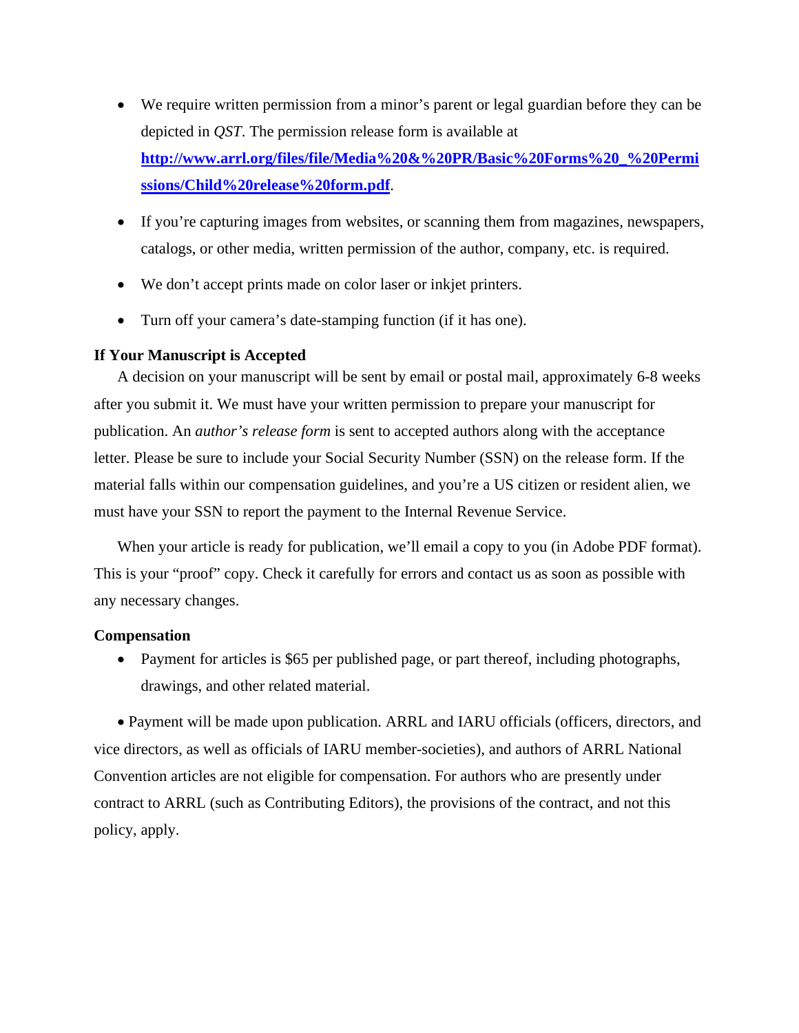- We require written permission from a minor's parent or legal guardian before they can be depicted in *QST*. The permission release form is available at **http://www.arrl.org/files/file/Media%20&%20PR/Basic%20Forms%20_%20Permissions/Child%20release%20form.pdf**.
- If you're capturing images from websites, or scanning them from magazines, newspapers, catalogs, or other media, written permission of the author, company, etc. is required.
- We don't accept prints made on color laser or inkjet printers.
- Turn off your camera's date-stamping function (if it has one).

**If Your Manuscript is Accepted**

A decision on your manuscript will be sent by email or postal mail, approximately 6-8 weeks after you submit it. We must have your written permission to prepare your manuscript for publication. An *author's release form* is sent to accepted authors along with the acceptance letter. Please be sure to include your Social Security Number (SSN) on the release form. If the material falls within our compensation guidelines, and you're a US citizen or resident alien, we must have your SSN to report the payment to the Internal Revenue Service.

When your article is ready for publication, we'll email a copy to you (in Adobe PDF format). This is your "proof" copy. Check it carefully for errors and contact us as soon as possible with any necessary changes.

**Compensation**

- Payment for articles is $65 per published page, or part thereof, including photographs, drawings, and other related material.
- Payment will be made upon publication. ARRL and IARU officials (officers, directors, and vice directors, as well as officials of IARU member-societies), and authors of ARRL National Convention articles are not eligible for compensation. For authors who are presently under contract to ARRL (such as Contributing Editors), the provisions of the contract, and not this policy, apply.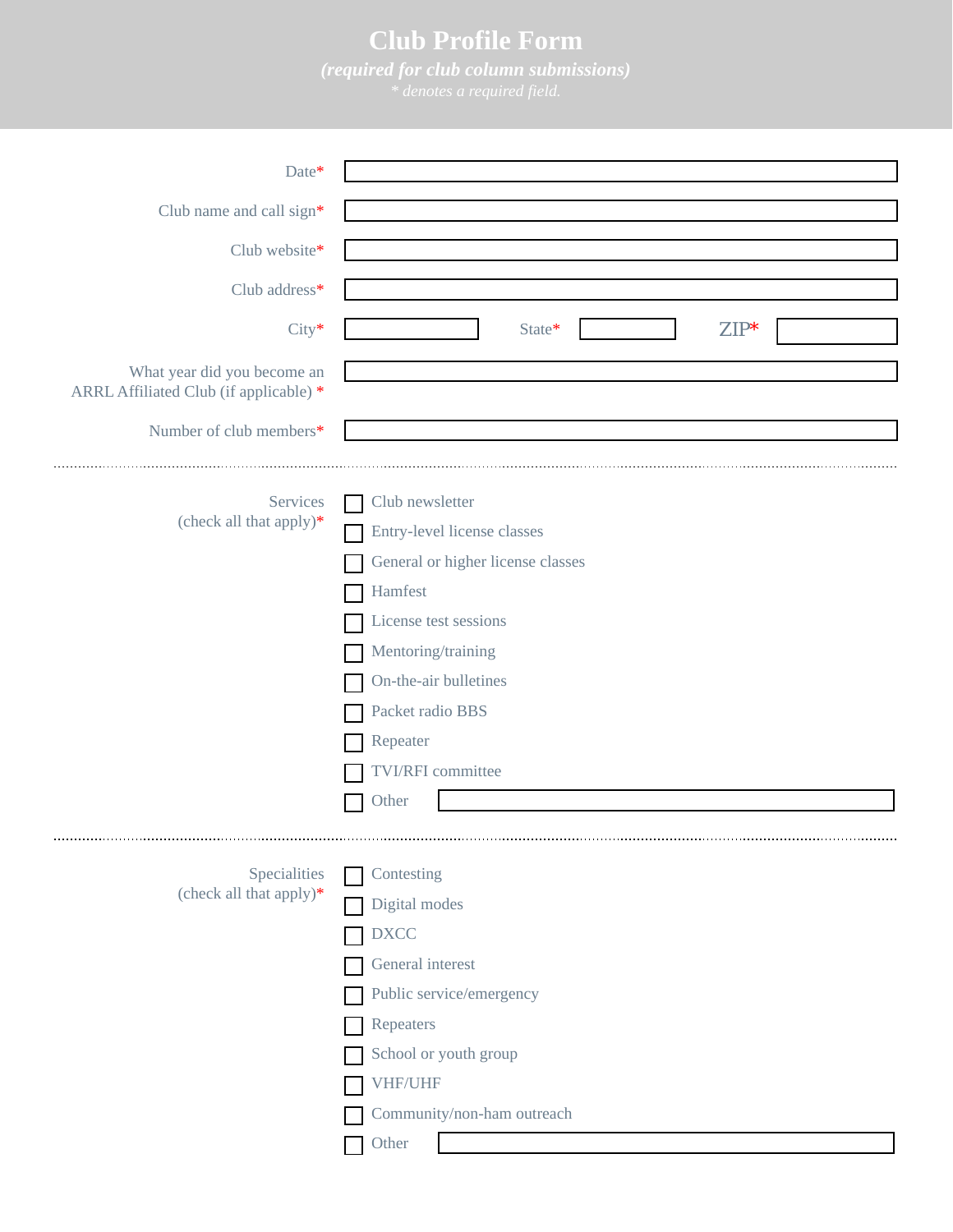# Club Profile Form

***(required for club column submissions)***

*\* denotes a required field.*

Date* 

Club name and call sign* 

Club website* 

Club address* 

City* State* ZIP* 

What year did you become an ARRL Affiliated Club (if applicable) * 

Number of club members* 

---

Services (check all that apply)*

- [ ] Club newsletter
- [ ] Entry-level license classes
- [ ] General or higher license classes
- [ ] Hamfest
- [ ] License test sessions
- [ ] Mentoring/training
- [ ] On-the-air bulletines
- [ ] Packet radio BBS
- [ ] Repeater
- [ ] TVI/RFI committee
- [ ] Other 

---

Specialities (check all that apply)*

- [ ] Contesting
- [ ] Digital modes
- [ ] DXCC
- [ ] General interest
- [ ] Public service/emergency
- [ ] Repeaters
- [ ] School or youth group
- [ ] VHF/UHF
- [ ] Community/non-ham outreach
- [ ] Other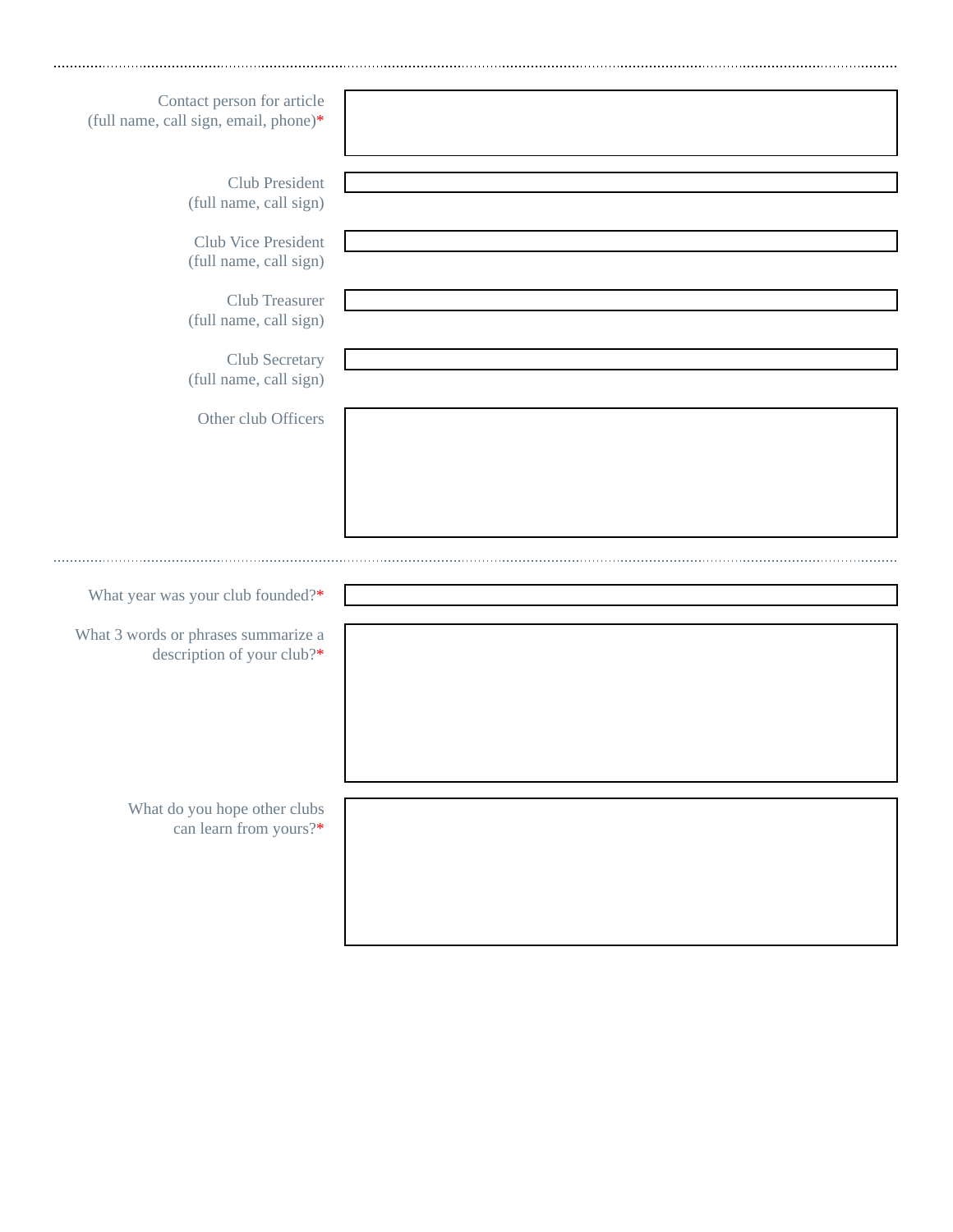---

Contact person for article (full name, call sign, email, phone)*

Club President (full name, call sign)

Club Vice President (full name, call sign)

Club Treasurer (full name, call sign)

Club Secretary (full name, call sign)

Other club Officers

---

What year was your club founded?*

What 3 words or phrases summarize a description of your club?*

What do you hope other clubs can learn from yours?*